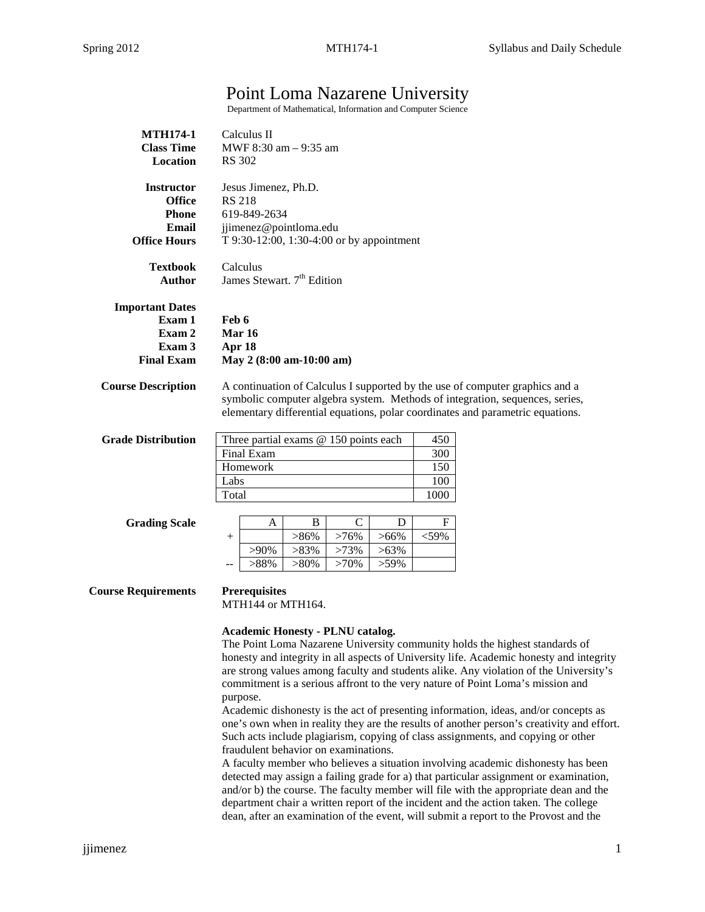# Point Loma Nazarene University

Department of Mathematical, Information and Computer Science

**MTH174-1** Calculus II
**Class Time** MWF 8:30 am – 9:35 am
**Location** RS 302

**Instructor** Jesus Jimenez, Ph.D.
**Office** RS 218
**Phone** 619-849-2634
**Email** jjimenez@pointloma.edu
**Office Hours** T 9:30-12:00, 1:30-4:00 or by appointment

**Textbook** Calculus
**Author** James Stewart. 7th Edition

**Important Dates**
**Exam 1** **Feb 6**
**Exam 2** **Mar 16**
**Exam 3** **Apr 18**
**Final Exam** **May 2 (8:00 am-10:00 am)**

**Course Description** A continuation of Calculus I supported by the use of computer graphics and a symbolic computer algebra system. Methods of integration, sequences, series, elementary differential equations, polar coordinates and parametric equations.

**Grade Distribution**

| Item | Points |
|---|---|
| Three partial exams @ 150 points each | 450 |
| Final Exam | 300 |
| Homework | 150 |
| Labs | 100 |
| Total | 1000 |

**Grading Scale**

| | A | B | C | D | F |
|---|---|---|---|---|---|
| + | | >86% | >76% | >66% | <59% |
| | >90% | >83% | >73% | >63% | |
| -- | >88% | >80% | >70% | >59% | |

**Course Requirements**

**Prerequisites**
MTH144 or MTH164.

**Academic Honesty - PLNU catalog.**
The Point Loma Nazarene University community holds the highest standards of honesty and integrity in all aspects of University life. Academic honesty and integrity are strong values among faculty and students alike. Any violation of the University's commitment is a serious affront to the very nature of Point Loma's mission and purpose.
Academic dishonesty is the act of presenting information, ideas, and/or concepts as one's own when in reality they are the results of another person's creativity and effort. Such acts include plagiarism, copying of class assignments, and copying or other fraudulent behavior on examinations.
A faculty member who believes a situation involving academic dishonesty has been detected may assign a failing grade for a) that particular assignment or examination, and/or b) the course. The faculty member will file with the appropriate dean and the department chair a written report of the incident and the action taken. The college dean, after an examination of the event, will submit a report to the Provost and the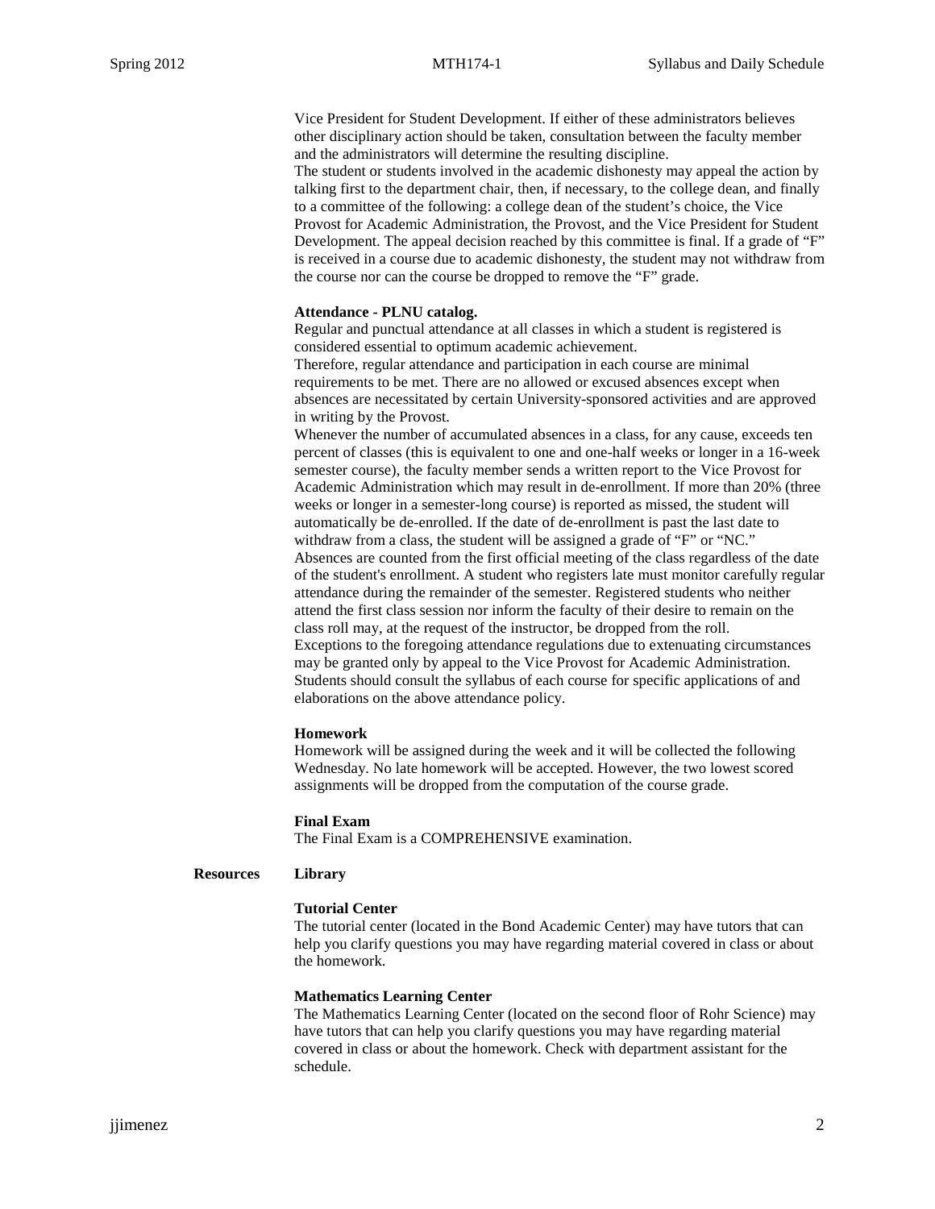Vice President for Student Development. If either of these administrators believes other disciplinary action should be taken, consultation between the faculty member and the administrators will determine the resulting discipline.
The student or students involved in the academic dishonesty may appeal the action by talking first to the department chair, then, if necessary, to the college dean, and finally to a committee of the following: a college dean of the student's choice, the Vice Provost for Academic Administration, the Provost, and the Vice President for Student Development. The appeal decision reached by this committee is final. If a grade of "F" is received in a course due to academic dishonesty, the student may not withdraw from the course nor can the course be dropped to remove the "F" grade.

**Attendance - PLNU catalog.**
Regular and punctual attendance at all classes in which a student is registered is considered essential to optimum academic achievement.
Therefore, regular attendance and participation in each course are minimal requirements to be met. There are no allowed or excused absences except when absences are necessitated by certain University-sponsored activities and are approved in writing by the Provost.
Whenever the number of accumulated absences in a class, for any cause, exceeds ten percent of classes (this is equivalent to one and one-half weeks or longer in a 16-week semester course), the faculty member sends a written report to the Vice Provost for Academic Administration which may result in de-enrollment. If more than 20% (three weeks or longer in a semester-long course) is reported as missed, the student will automatically be de-enrolled. If the date of de-enrollment is past the last date to withdraw from a class, the student will be assigned a grade of "F" or "NC."
Absences are counted from the first official meeting of the class regardless of the date of the student's enrollment. A student who registers late must monitor carefully regular attendance during the remainder of the semester. Registered students who neither attend the first class session nor inform the faculty of their desire to remain on the class roll may, at the request of the instructor, be dropped from the roll.
Exceptions to the foregoing attendance regulations due to extenuating circumstances may be granted only by appeal to the Vice Provost for Academic Administration.
Students should consult the syllabus of each course for specific applications of and elaborations on the above attendance policy.

**Homework**
Homework will be assigned during the week and it will be collected the following Wednesday. No late homework will be accepted. However, the two lowest scored assignments will be dropped from the computation of the course grade.

**Final Exam**
The Final Exam is a COMPREHENSIVE examination.

## Resources

**Library**

**Tutorial Center**
The tutorial center (located in the Bond Academic Center) may have tutors that can help you clarify questions you may have regarding material covered in class or about the homework.

**Mathematics Learning Center**
The Mathematics Learning Center (located on the second floor of Rohr Science) may have tutors that can help you clarify questions you may have regarding material covered in class or about the homework. Check with department assistant for the schedule.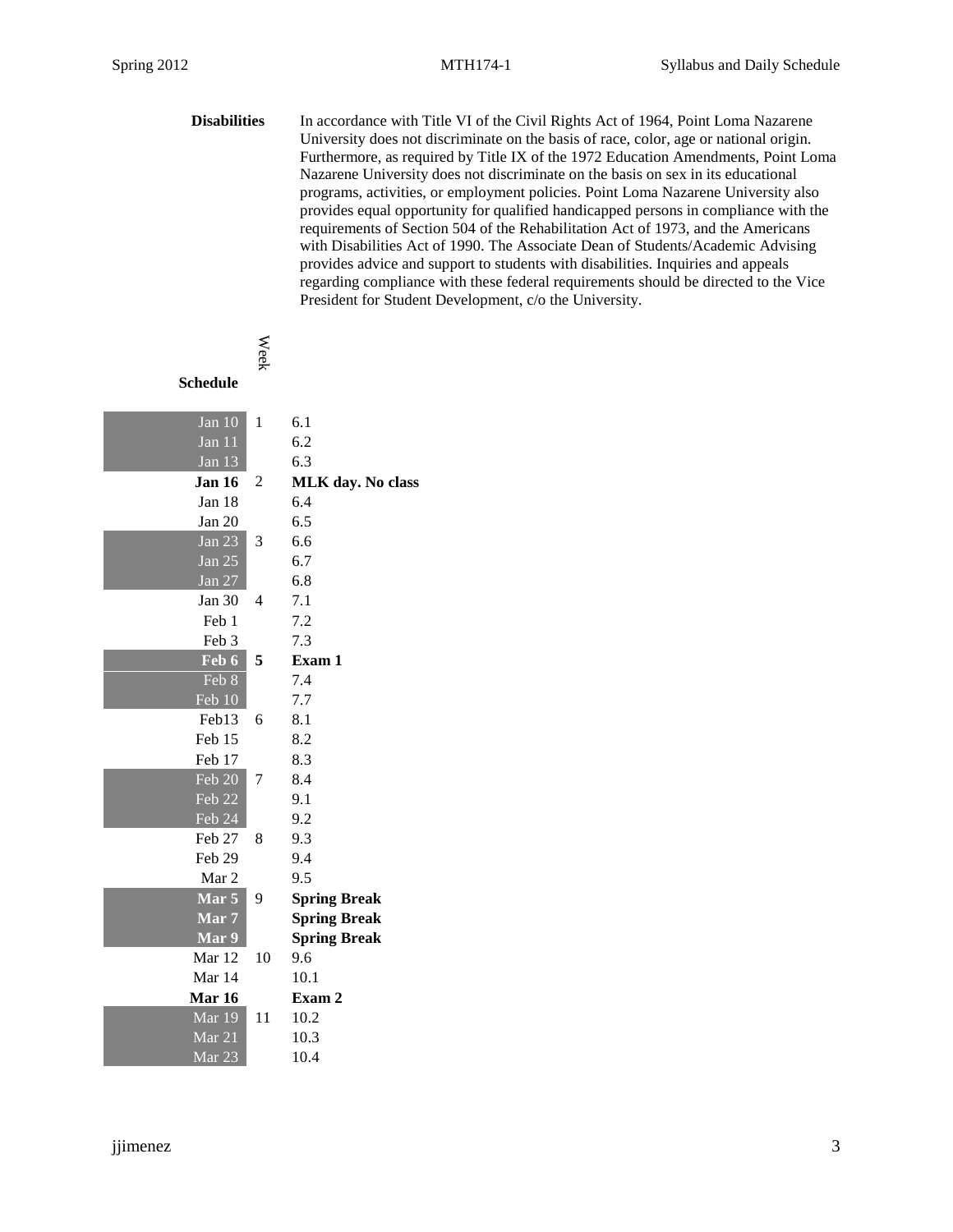**Disabilities**

In accordance with Title VI of the Civil Rights Act of 1964, Point Loma Nazarene University does not discriminate on the basis of race, color, age or national origin. Furthermore, as required by Title IX of the 1972 Education Amendments, Point Loma Nazarene University does not discriminate on the basis on sex in its educational programs, activities, or employment policies. Point Loma Nazarene University also provides equal opportunity for qualified handicapped persons in compliance with the requirements of Section 504 of the Rehabilitation Act of 1973, and the Americans with Disabilities Act of 1990. The Associate Dean of Students/Academic Advising provides advice and support to students with disabilities. Inquiries and appeals regarding compliance with these federal requirements should be directed to the Vice President for Student Development, c/o the University.

**Schedule**

| | Week | |
|---|---|---|
| Jan 10 | 1 | 6.1 |
| Jan 11 | | 6.2 |
| Jan 13 | | 6.3 |
| **Jan 16** | 2 | **MLK day. No class** |
| Jan 18 | | 6.4 |
| Jan 20 | | 6.5 |
| Jan 23 | 3 | 6.6 |
| Jan 25 | | 6.7 |
| Jan 27 | | 6.8 |
| Jan 30 | 4 | 7.1 |
| Feb 1 | | 7.2 |
| Feb 3 | | 7.3 |
| **Feb 6** | **5** | **Exam 1** |
| Feb 8 | | 7.4 |
| Feb 10 | | 7.7 |
| Feb13 | 6 | 8.1 |
| Feb 15 | | 8.2 |
| Feb 17 | | 8.3 |
| Feb 20 | 7 | 8.4 |
| Feb 22 | | 9.1 |
| Feb 24 | | 9.2 |
| Feb 27 | 8 | 9.3 |
| Feb 29 | | 9.4 |
| Mar 2 | | 9.5 |
| **Mar 5** | 9 | **Spring Break** |
| **Mar 7** | | **Spring Break** |
| **Mar 9** | | **Spring Break** |
| Mar 12 | 10 | 9.6 |
| Mar 14 | | 10.1 |
| **Mar 16** | | **Exam 2** |
| Mar 19 | 11 | 10.2 |
| Mar 21 | | 10.3 |
| Mar 23 | | 10.4 |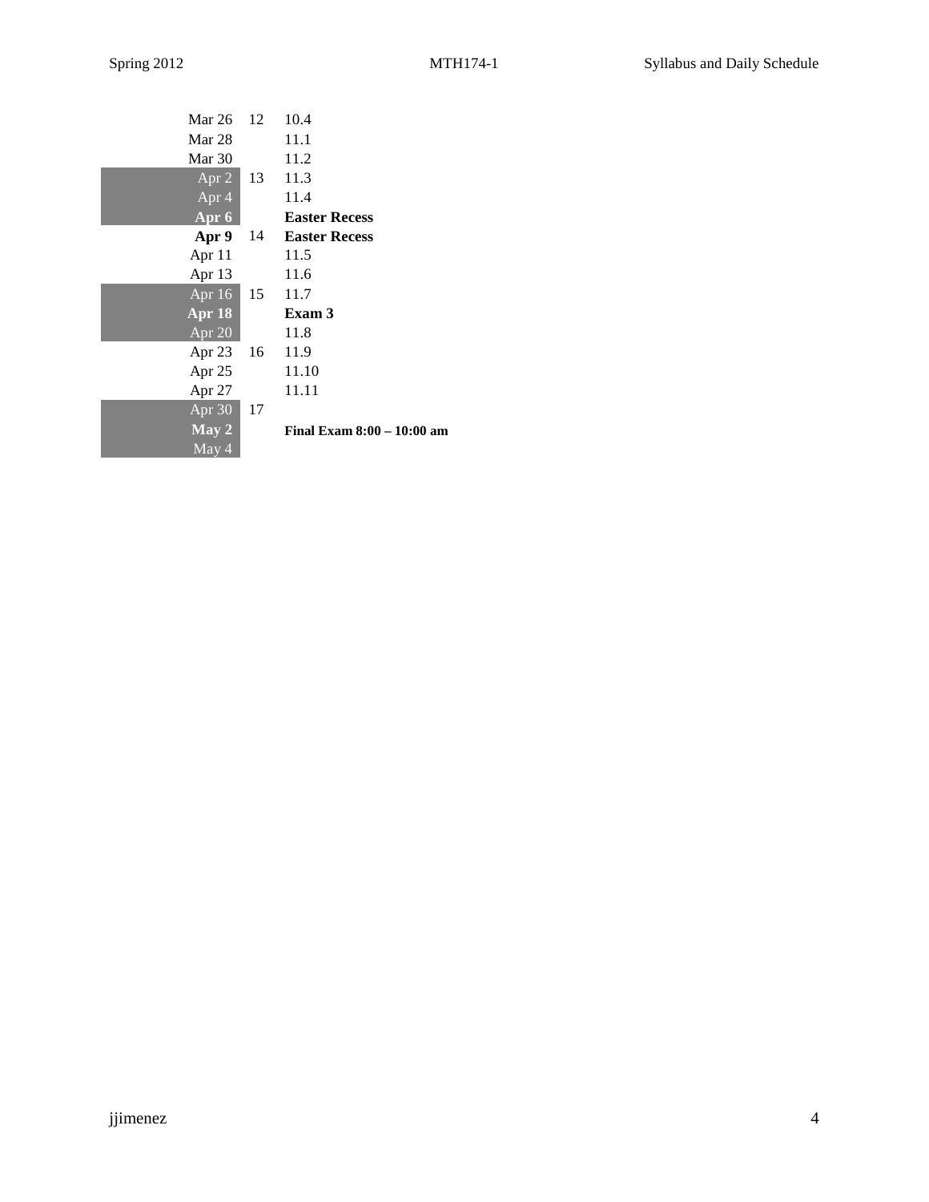| | | |
|---|---|---|
| Mar 26 | 12 | 10.4 |
| Mar 28 | | 11.1 |
| Mar 30 | | 11.2 |
| Apr 2 | 13 | 11.3 |
| Apr 4 | | 11.4 |
| **Apr 6** | | **Easter Recess** |
| **Apr 9** | 14 | **Easter Recess** |
| Apr 11 | | 11.5 |
| Apr 13 | | 11.6 |
| Apr 16 | 15 | 11.7 |
| **Apr 18** | | **Exam 3** |
| Apr 20 | | 11.8 |
| Apr 23 | 16 | 11.9 |
| Apr 25 | | 11.10 |
| Apr 27 | | 11.11 |
| Apr 30 | 17 | |
| **May 2** | | **Final Exam 8:00 – 10:00 am** |
| May 4 | | |